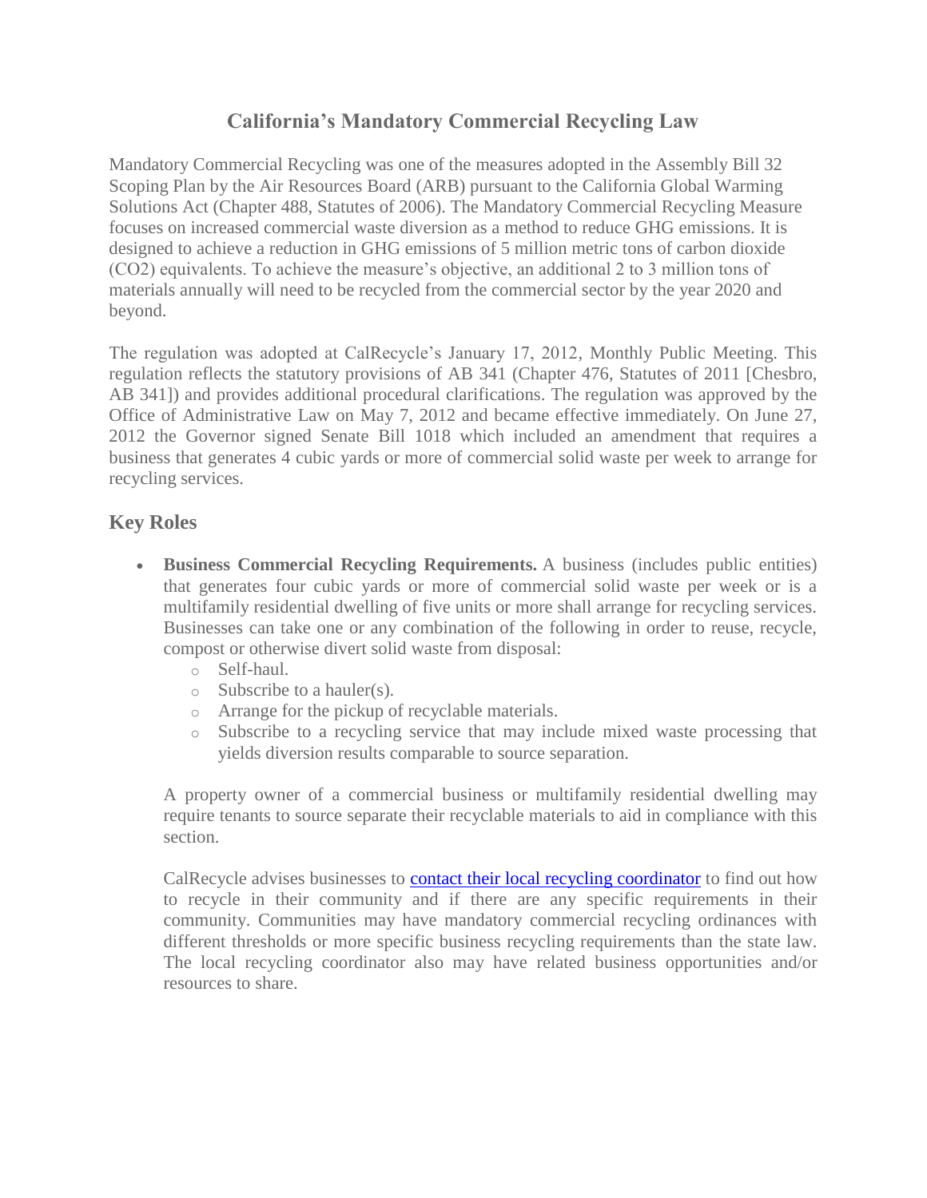# California's Mandatory Commercial Recycling Law

Mandatory Commercial Recycling was one of the measures adopted in the Assembly Bill 32 Scoping Plan by the Air Resources Board (ARB) pursuant to the California Global Warming Solutions Act (Chapter 488, Statutes of 2006). The Mandatory Commercial Recycling Measure focuses on increased commercial waste diversion as a method to reduce GHG emissions. It is designed to achieve a reduction in GHG emissions of 5 million metric tons of carbon dioxide ($CO_2$) equivalents. To achieve the measure's objective, an additional 2 to 3 million tons of materials annually will need to be recycled from the commercial sector by the year 2020 and beyond.

The regulation was adopted at CalRecycle's January 17, 2012, Monthly Public Meeting. This regulation reflects the statutory provisions of AB 341 (Chapter 476, Statutes of 2011 [Chesbro, AB 341]) and provides additional procedural clarifications. The regulation was approved by the Office of Administrative Law on May 7, 2012 and became effective immediately. On June 27, 2012 the Governor signed Senate Bill 1018 which included an amendment that requires a business that generates 4 cubic yards or more of commercial solid waste per week to arrange for recycling services.

## Key Roles

- **Business Commercial Recycling Requirements.** A business (includes public entities) that generates four cubic yards or more of commercial solid waste per week or is a multifamily residential dwelling of five units or more shall arrange for recycling services. Businesses can take one or any combination of the following in order to reuse, recycle, compost or otherwise divert solid waste from disposal:
  - Self-haul.
  - Subscribe to a hauler(s).
  - Arrange for the pickup of recyclable materials.
  - Subscribe to a recycling service that may include mixed waste processing that yields diversion results comparable to source separation.

  A property owner of a commercial business or multifamily residential dwelling may require tenants to source separate their recyclable materials to aid in compliance with this section.

  CalRecycle advises businesses to contact their local recycling coordinator to find out how to recycle in their community and if there are any specific requirements in their community. Communities may have mandatory commercial recycling ordinances with different thresholds or more specific business recycling requirements than the state law. The local recycling coordinator also may have related business opportunities and/or resources to share.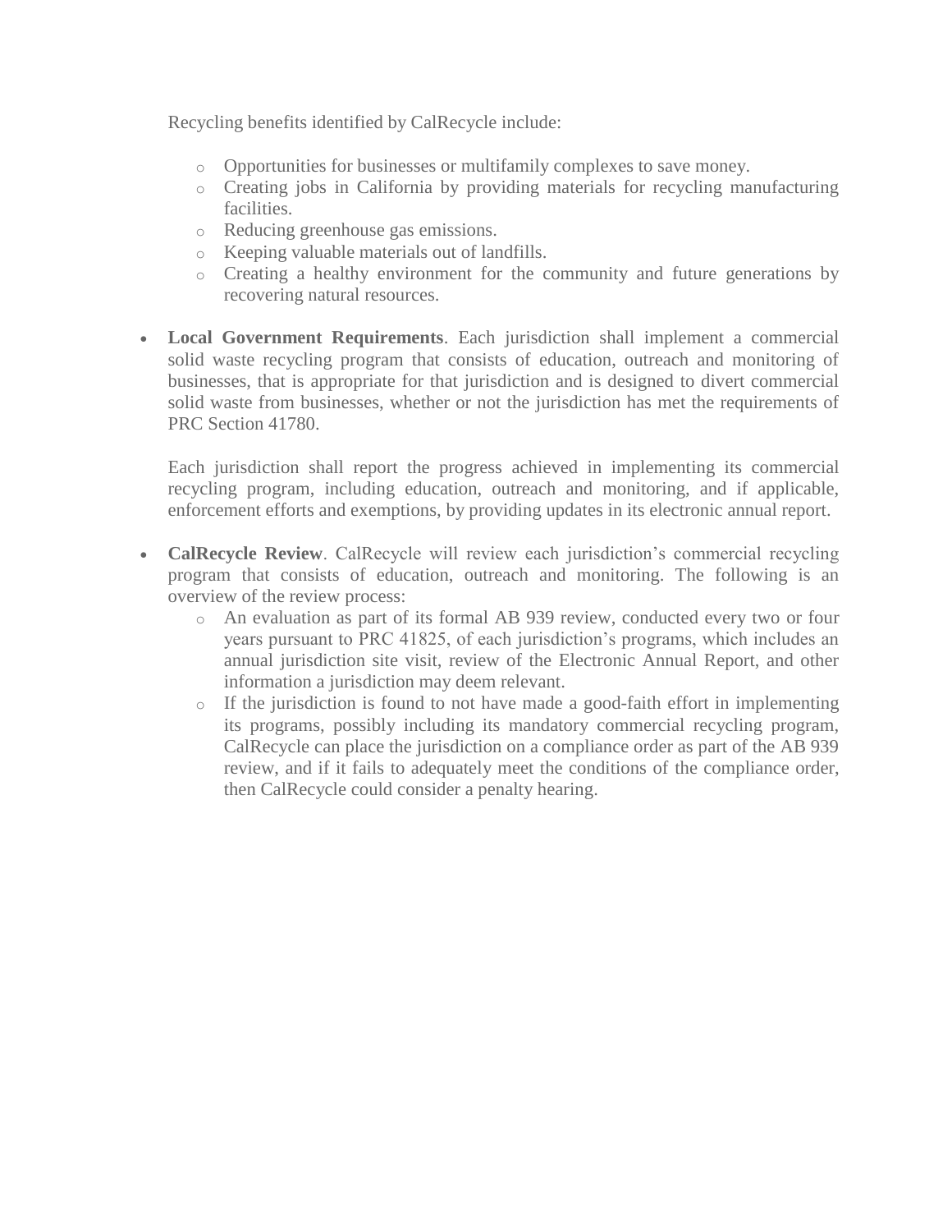Recycling benefits identified by CalRecycle include:

- Opportunities for businesses or multifamily complexes to save money.
- Creating jobs in California by providing materials for recycling manufacturing facilities.
- Reducing greenhouse gas emissions.
- Keeping valuable materials out of landfills.
- Creating a healthy environment for the community and future generations by recovering natural resources.

- **Local Government Requirements**. Each jurisdiction shall implement a commercial solid waste recycling program that consists of education, outreach and monitoring of businesses, that is appropriate for that jurisdiction and is designed to divert commercial solid waste from businesses, whether or not the jurisdiction has met the requirements of PRC Section 41780.

  Each jurisdiction shall report the progress achieved in implementing its commercial recycling program, including education, outreach and monitoring, and if applicable, enforcement efforts and exemptions, by providing updates in its electronic annual report.

- **CalRecycle Review**. CalRecycle will review each jurisdiction's commercial recycling program that consists of education, outreach and monitoring. The following is an overview of the review process:
  - An evaluation as part of its formal AB 939 review, conducted every two or four years pursuant to PRC 41825, of each jurisdiction's programs, which includes an annual jurisdiction site visit, review of the Electronic Annual Report, and other information a jurisdiction may deem relevant.
  - If the jurisdiction is found to not have made a good-faith effort in implementing its programs, possibly including its mandatory commercial recycling program, CalRecycle can place the jurisdiction on a compliance order as part of the AB 939 review, and if it fails to adequately meet the conditions of the compliance order, then CalRecycle could consider a penalty hearing.